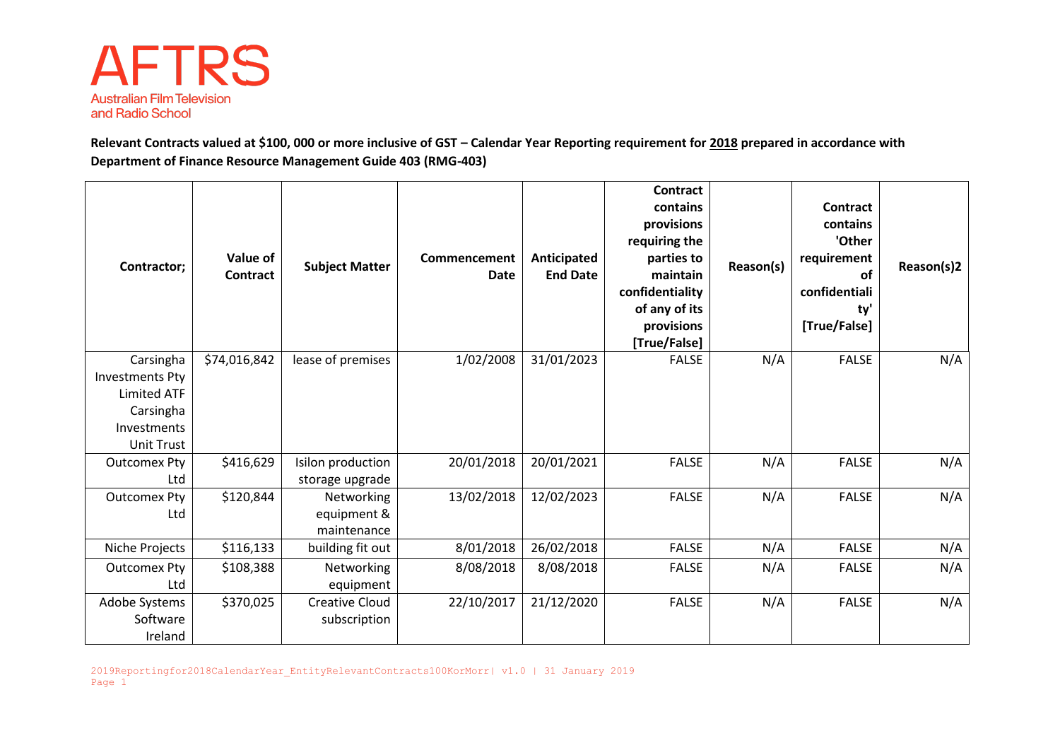AFTRS
Australian Film Television and Radio School

**Relevant Contracts valued at $100, 000 or more inclusive of GST – Calendar Year Reporting requirement for 2018 prepared in accordance with Department of Finance Resource Management Guide 403 (RMG-403)**

| Contractor; | Value of Contract | Subject Matter | Commencement Date | Anticipated End Date | Contract contains provisions requiring the parties to maintain confidentiality of any of its provisions [True/False] | Reason(s) | Contract contains 'Other requirement of confidentiality' [True/False] | Reason(s)2 |
|---|---|---|---|---|---|---|---|---|
| Carsingha Investments Pty Limited ATF Carsingha Investments Unit Trust | $74,016,842 | lease of premises | 1/02/2008 | 31/01/2023 | FALSE | N/A | FALSE | N/A |
| Outcomex Pty Ltd | $416,629 | Isilon production storage upgrade | 20/01/2018 | 20/01/2021 | FALSE | N/A | FALSE | N/A |
| Outcomex Pty Ltd | $120,844 | Networking equipment & maintenance | 13/02/2018 | 12/02/2023 | FALSE | N/A | FALSE | N/A |
| Niche Projects | $116,133 | building fit out | 8/01/2018 | 26/02/2018 | FALSE | N/A | FALSE | N/A |
| Outcomex Pty Ltd | $108,388 | Networking equipment | 8/08/2018 | 8/08/2018 | FALSE | N/A | FALSE | N/A |
| Adobe Systems Software Ireland | $370,025 | Creative Cloud subscription | 22/10/2017 | 21/12/2020 | FALSE | N/A | FALSE | N/A |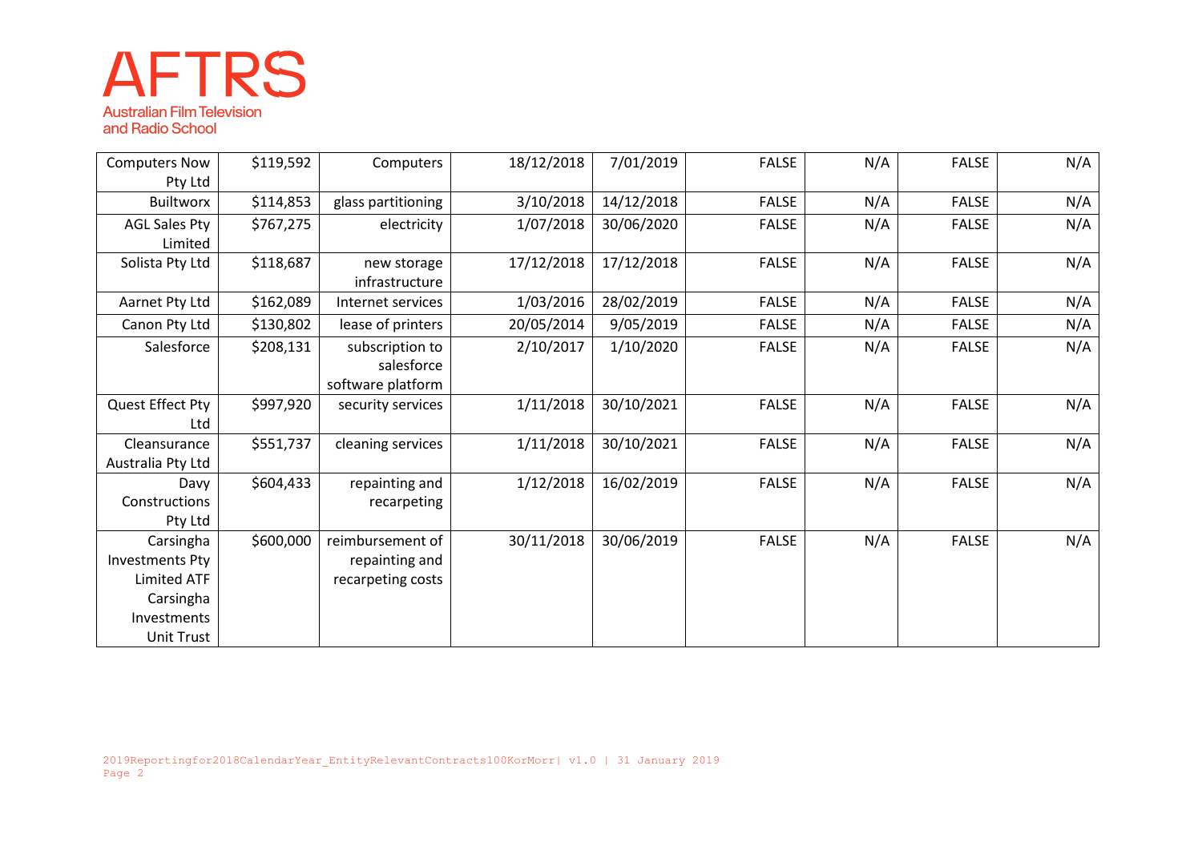| | | | | | | | | |
|---|---|---|---|---|---|---|---|---|
| Computers Now Pty Ltd | $119,592 | Computers | 18/12/2018 | 7/01/2019 | FALSE | N/A | FALSE | N/A |
| Builtworx | $114,853 | glass partitioning | 3/10/2018 | 14/12/2018 | FALSE | N/A | FALSE | N/A |
| AGL Sales Pty Limited | $767,275 | electricity | 1/07/2018 | 30/06/2020 | FALSE | N/A | FALSE | N/A |
| Solista Pty Ltd | $118,687 | new storage infrastructure | 17/12/2018 | 17/12/2018 | FALSE | N/A | FALSE | N/A |
| Aarnet Pty Ltd | $162,089 | Internet services | 1/03/2016 | 28/02/2019 | FALSE | N/A | FALSE | N/A |
| Canon Pty Ltd | $130,802 | lease of printers | 20/05/2014 | 9/05/2019 | FALSE | N/A | FALSE | N/A |
| Salesforce | $208,131 | subscription to salesforce software platform | 2/10/2017 | 1/10/2020 | FALSE | N/A | FALSE | N/A |
| Quest Effect Pty Ltd | $997,920 | security services | 1/11/2018 | 30/10/2021 | FALSE | N/A | FALSE | N/A |
| Cleansurance Australia Pty Ltd | $551,737 | cleaning services | 1/11/2018 | 30/10/2021 | FALSE | N/A | FALSE | N/A |
| Davy Constructions Pty Ltd | $604,433 | repainting and recarpeting | 1/12/2018 | 16/02/2019 | FALSE | N/A | FALSE | N/A |
| Carsingha Investments Pty Limited ATF Carsingha Investments Unit Trust | $600,000 | reimbursement of repainting and recarpeting costs | 30/11/2018 | 30/06/2019 | FALSE | N/A | FALSE | N/A |